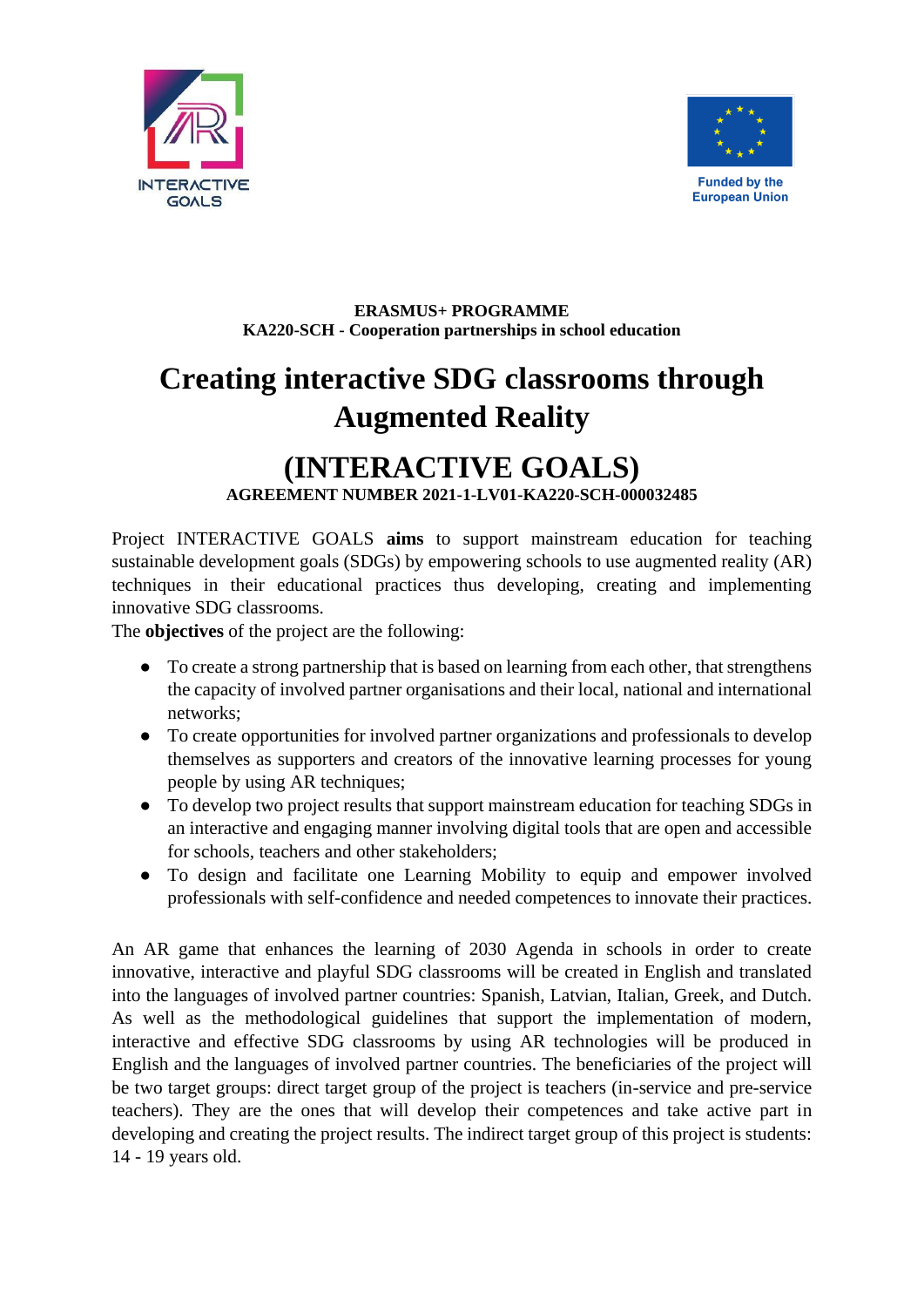INTERACTIVE GOALS

Funded by the European Union

**ERASMUS+ PROGRAMME**
**KA220-SCH - Cooperation partnerships in school education**

# Creating interactive SDG classrooms through Augmented Reality

# (INTERACTIVE GOALS)

**AGREEMENT NUMBER 2021-1-LV01-KA220-SCH-000032485**

Project INTERACTIVE GOALS **aims** to support mainstream education for teaching sustainable development goals (SDGs) by empowering schools to use augmented reality (AR) techniques in their educational practices thus developing, creating and implementing innovative SDG classrooms.

The **objectives** of the project are the following:

- To create a strong partnership that is based on learning from each other, that strengthens the capacity of involved partner organisations and their local, national and international networks;
- To create opportunities for involved partner organizations and professionals to develop themselves as supporters and creators of the innovative learning processes for young people by using AR techniques;
- To develop two project results that support mainstream education for teaching SDGs in an interactive and engaging manner involving digital tools that are open and accessible for schools, teachers and other stakeholders;
- To design and facilitate one Learning Mobility to equip and empower involved professionals with self-confidence and needed competences to innovate their practices.

An AR game that enhances the learning of 2030 Agenda in schools in order to create innovative, interactive and playful SDG classrooms will be created in English and translated into the languages of involved partner countries: Spanish, Latvian, Italian, Greek, and Dutch. As well as the methodological guidelines that support the implementation of modern, interactive and effective SDG classrooms by using AR technologies will be produced in English and the languages of involved partner countries. The beneficiaries of the project will be two target groups: direct target group of the project is teachers (in-service and pre-service teachers). They are the ones that will develop their competences and take active part in developing and creating the project results. The indirect target group of this project is students: 14 - 19 years old.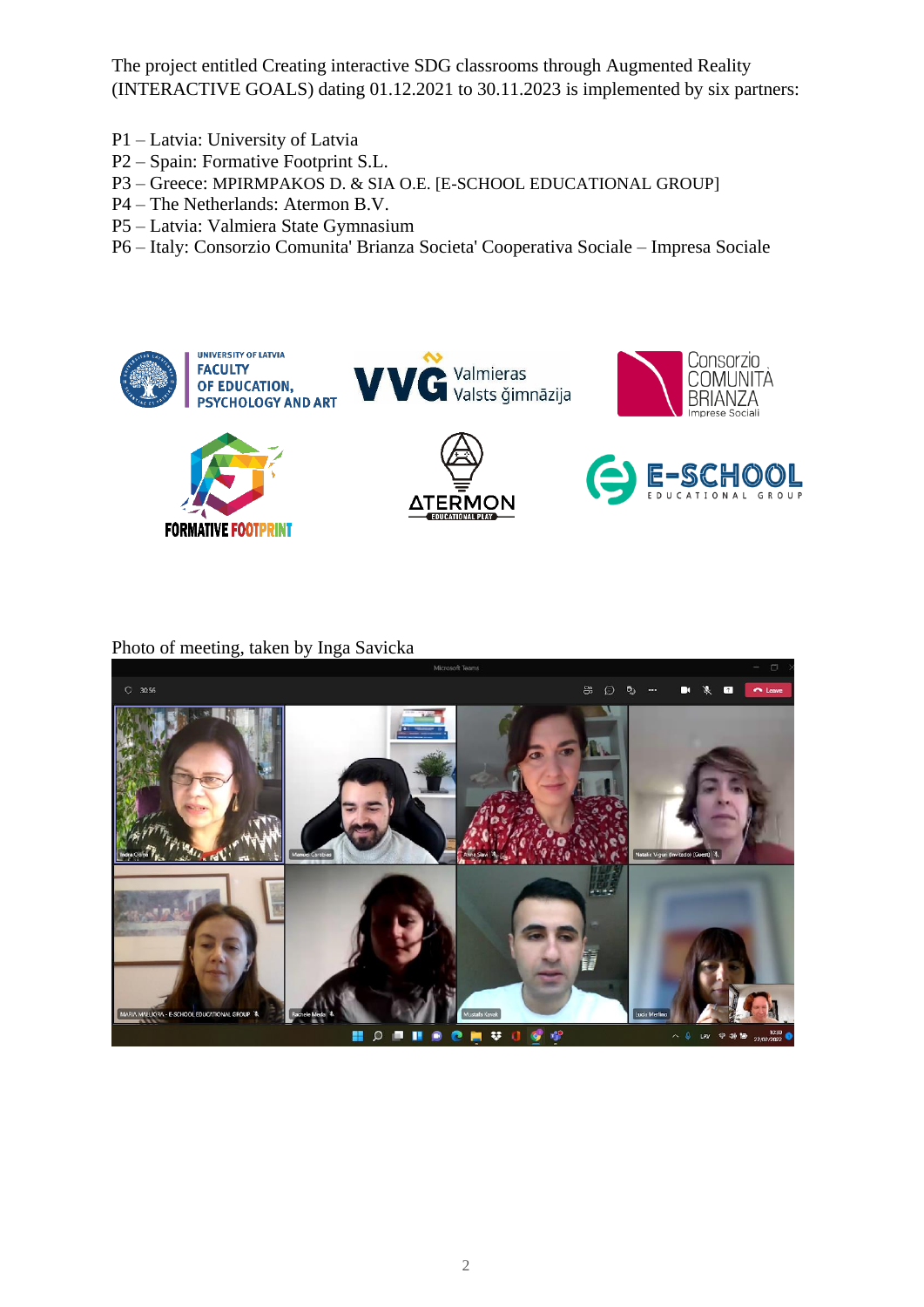The project entitled Creating interactive SDG classrooms through Augmented Reality (INTERACTIVE GOALS) dating 01.12.2021 to 30.11.2023 is implemented by six partners:

P1 – Latvia: University of Latvia
P2 – Spain: Formative Footprint S.L.
P3 – Greece: MPIRMPAKOS D. & SIA O.E. [E-SCHOOL EDUCATIONAL GROUP]
P4 – The Netherlands: Atermon B.V.
P5 – Latvia: Valmiera State Gymnasium
P6 – Italy: Consorzio Comunita' Brianza Societa' Cooperativa Sociale – Impresa Sociale

Photo of meeting, taken by Inga Savicka